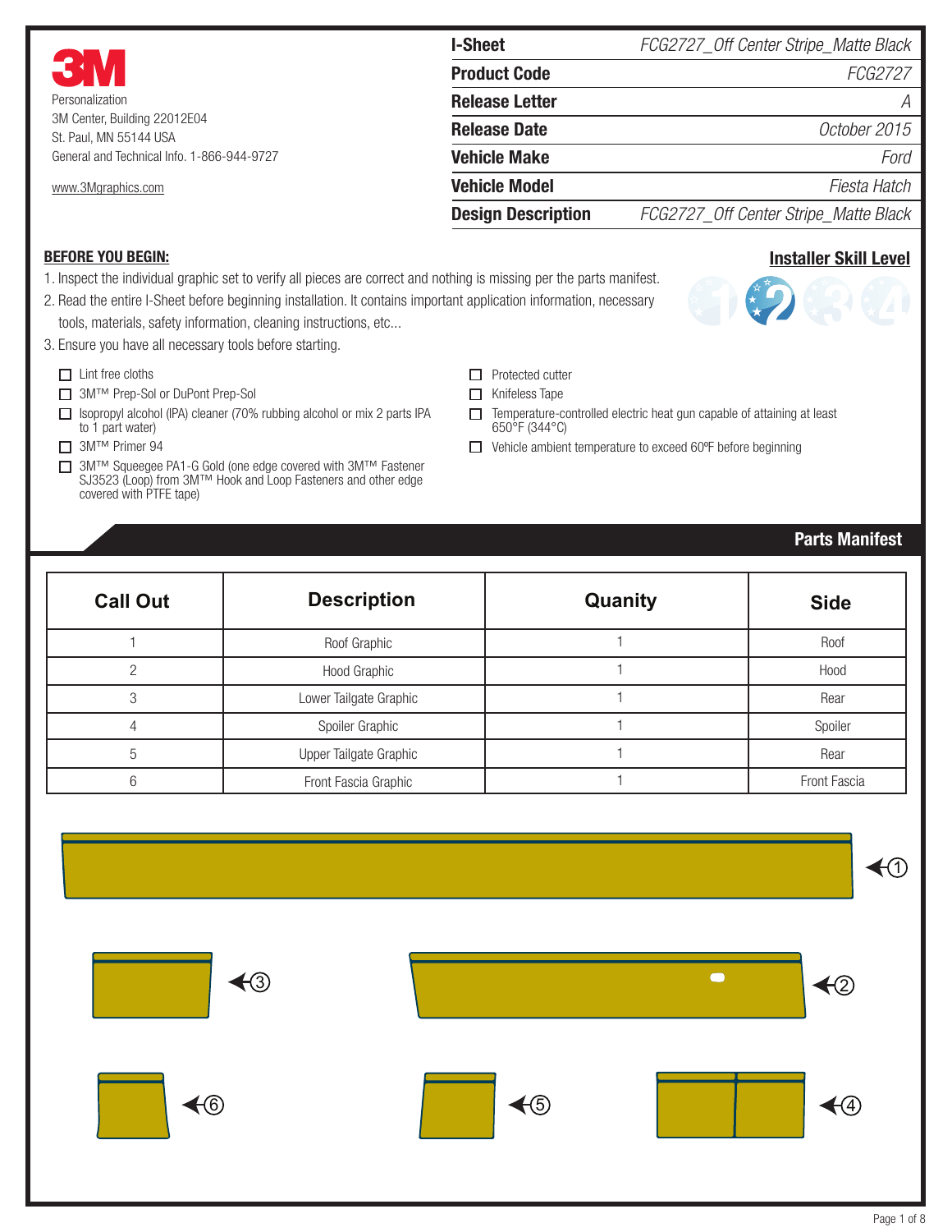3M

Personalization
3M Center, Building 22012E04
St. Paul, MN 55144 USA
General and Technical Info. 1-866-944-9727

www.3Mgraphics.com

| **I-Sheet** | FCG2727_Off Center Stripe_Matte Black |
|---|---|
| **Product Code** | FCG2727 |
| **Release Letter** | A |
| **Release Date** | October 2015 |
| **Vehicle Make** | Ford |
| **Vehicle Model** | Fiesta Hatch |
| **Design Description** | FCG2727_Off Center Stripe_Matte Black |

**Installer Skill Level**

1 2 3 4

## BEFORE YOU BEGIN:

1. Inspect the individual graphic set to verify all pieces are correct and nothing is missing per the parts manifest.
2. Read the entire I-Sheet before beginning installation. It contains important application information, necessary tools, materials, safety information, cleaning instructions, etc...
3. Ensure you have all necessary tools before starting.

- ☐ Lint free cloths
- ☐ 3M™ Prep-Sol or DuPont Prep-Sol
- ☐ Isopropyl alcohol (IPA) cleaner (70% rubbing alcohol or mix 2 parts IPA to 1 part water)
- ☐ 3M™ Primer 94
- ☐ 3M™ Squeegee PA1-G Gold (one edge covered with 3M™ Fastener SJ3523 (Loop) from 3M™ Hook and Loop Fasteners and other edge covered with PTFE tape)
- ☐ Protected cutter
- ☐ Knifeless Tape
- ☐ Temperature-controlled electric heat gun capable of attaining at least 650°F (344°C)
- ☐ Vehicle ambient temperature to exceed 60ºF before beginning

## Parts Manifest

| Call Out | Description | Quanity | Side |
|---|---|---|---|
| 1 | Roof Graphic | 1 | Roof |
| 2 | Hood Graphic | 1 | Hood |
| 3 | Lower Tailgate Graphic | 1 | Rear |
| 4 | Spoiler Graphic | 1 | Spoiler |
| 5 | Upper Tailgate Graphic | 1 | Rear |
| 6 | Front Fascia Graphic | 1 | Front Fascia |

①

③ ②

⑥ ⑤ ④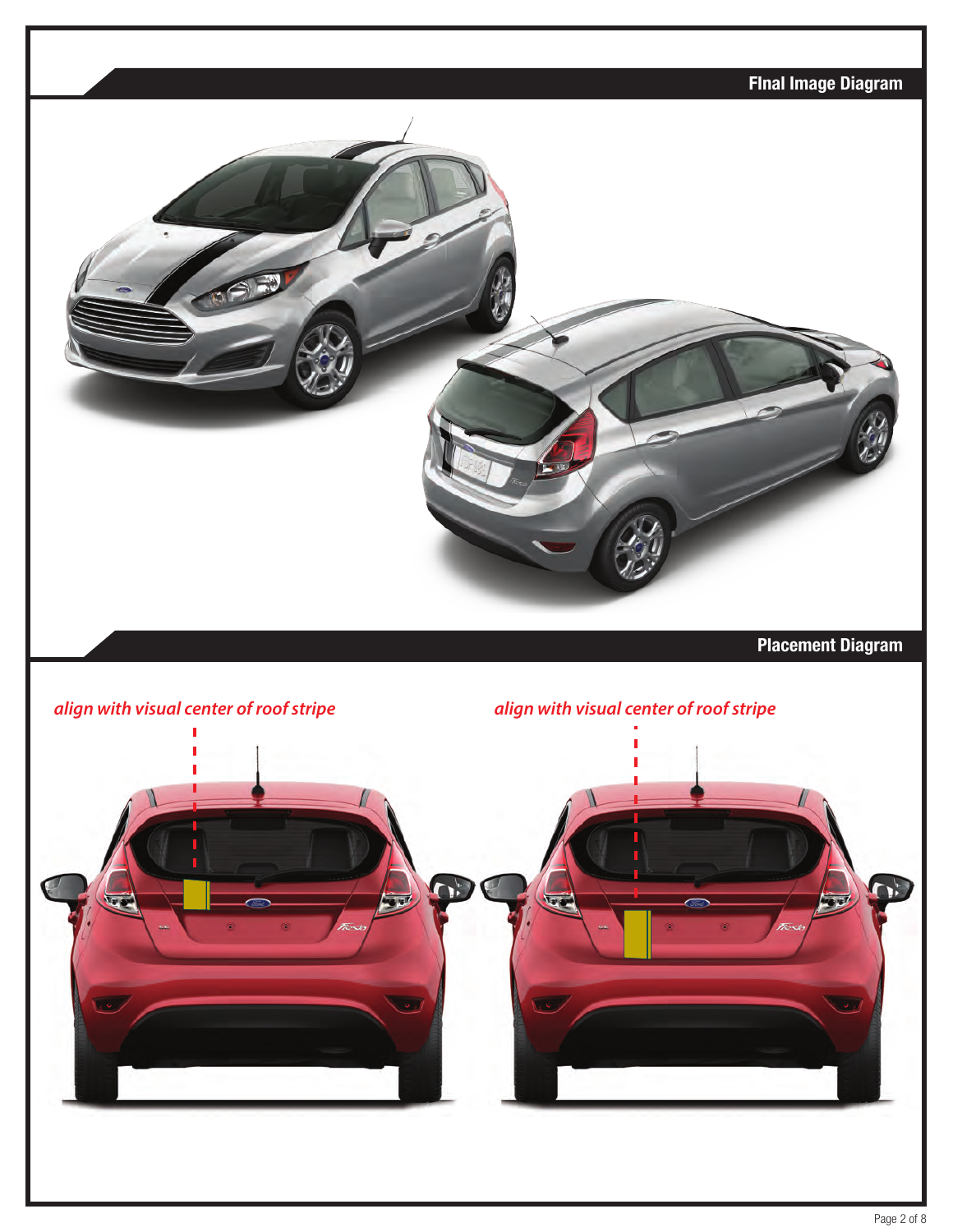## Final Image Diagram

## Placement Diagram

*align with visual center of roof stripe*

*align with visual center of roof stripe*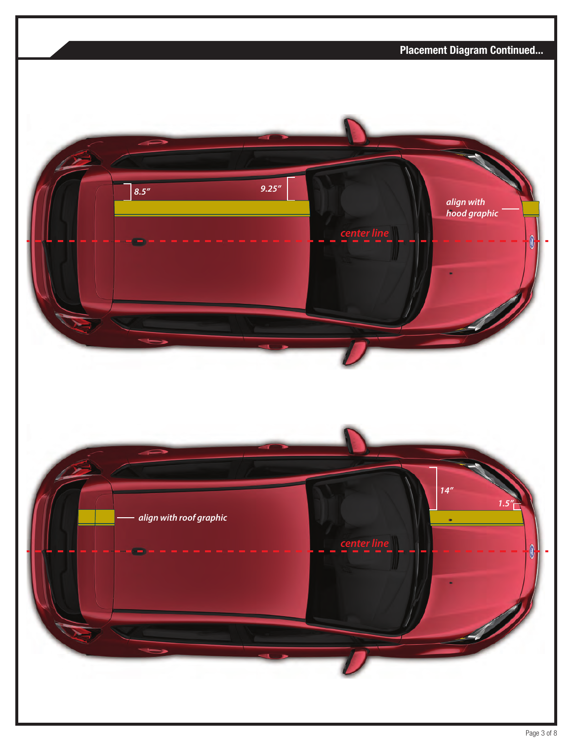## Placement Diagram Continued...

8.5″

9.25″

align with hood graphic

center line

14″

1.5″

align with roof graphic

center line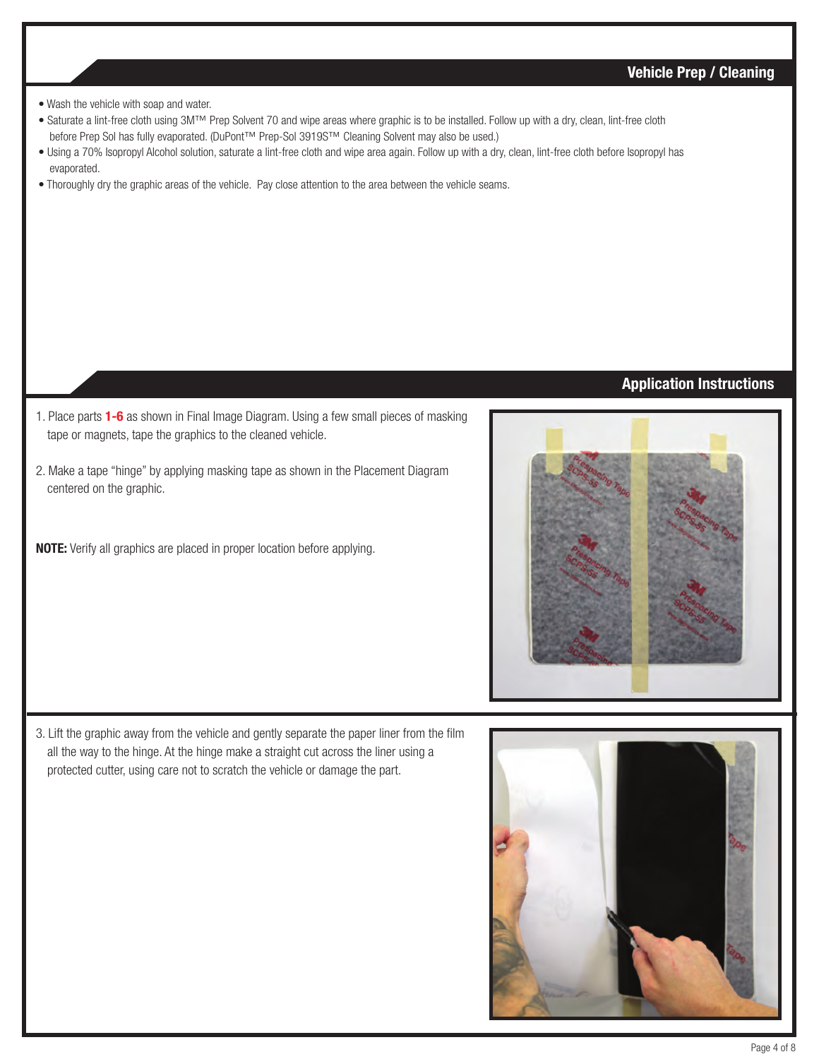## Vehicle Prep / Cleaning

- Wash the vehicle with soap and water.
- Saturate a lint-free cloth using 3M™ Prep Solvent 70 and wipe areas where graphic is to be installed. Follow up with a dry, clean, lint-free cloth before Prep Sol has fully evaporated. (DuPont™ Prep-Sol 3919S™ Cleaning Solvent may also be used.)
- Using a 70% Isopropyl Alcohol solution, saturate a lint-free cloth and wipe area again. Follow up with a dry, clean, lint-free cloth before Isopropyl has evaporated.
- Thoroughly dry the graphic areas of the vehicle. Pay close attention to the area between the vehicle seams.

## Application Instructions

1. Place parts **1-6** as shown in Final Image Diagram. Using a few small pieces of masking tape or magnets, tape the graphics to the cleaned vehicle.
2. Make a tape "hinge" by applying masking tape as shown in the Placement Diagram centered on the graphic.

**NOTE:** Verify all graphics are placed in proper location before applying.

3. Lift the graphic away from the vehicle and gently separate the paper liner from the film all the way to the hinge. At the hinge make a straight cut across the liner using a protected cutter, using care not to scratch the vehicle or damage the part.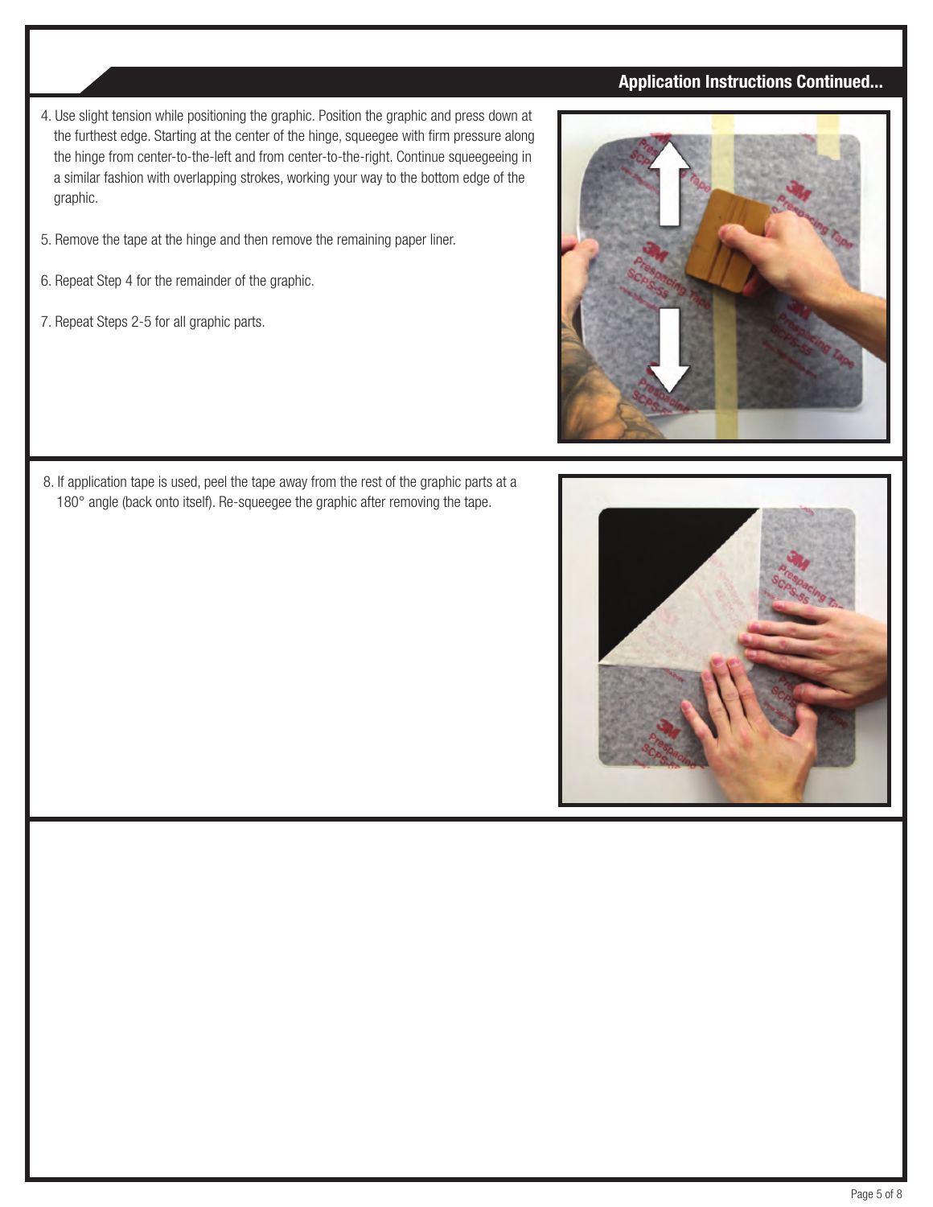## Application Instructions Continued...

4. Use slight tension while positioning the graphic. Position the graphic and press down at the furthest edge. Starting at the center of the hinge, squeegee with firm pressure along the hinge from center-to-the-left and from center-to-the-right. Continue squeegeeing in a similar fashion with overlapping strokes, working your way to the bottom edge of the graphic.

5. Remove the tape at the hinge and then remove the remaining paper liner.

6. Repeat Step 4 for the remainder of the graphic.

7. Repeat Steps 2-5 for all graphic parts.

8. If application tape is used, peel the tape away from the rest of the graphic parts at a 180° angle (back onto itself). Re-squeegee the graphic after removing the tape.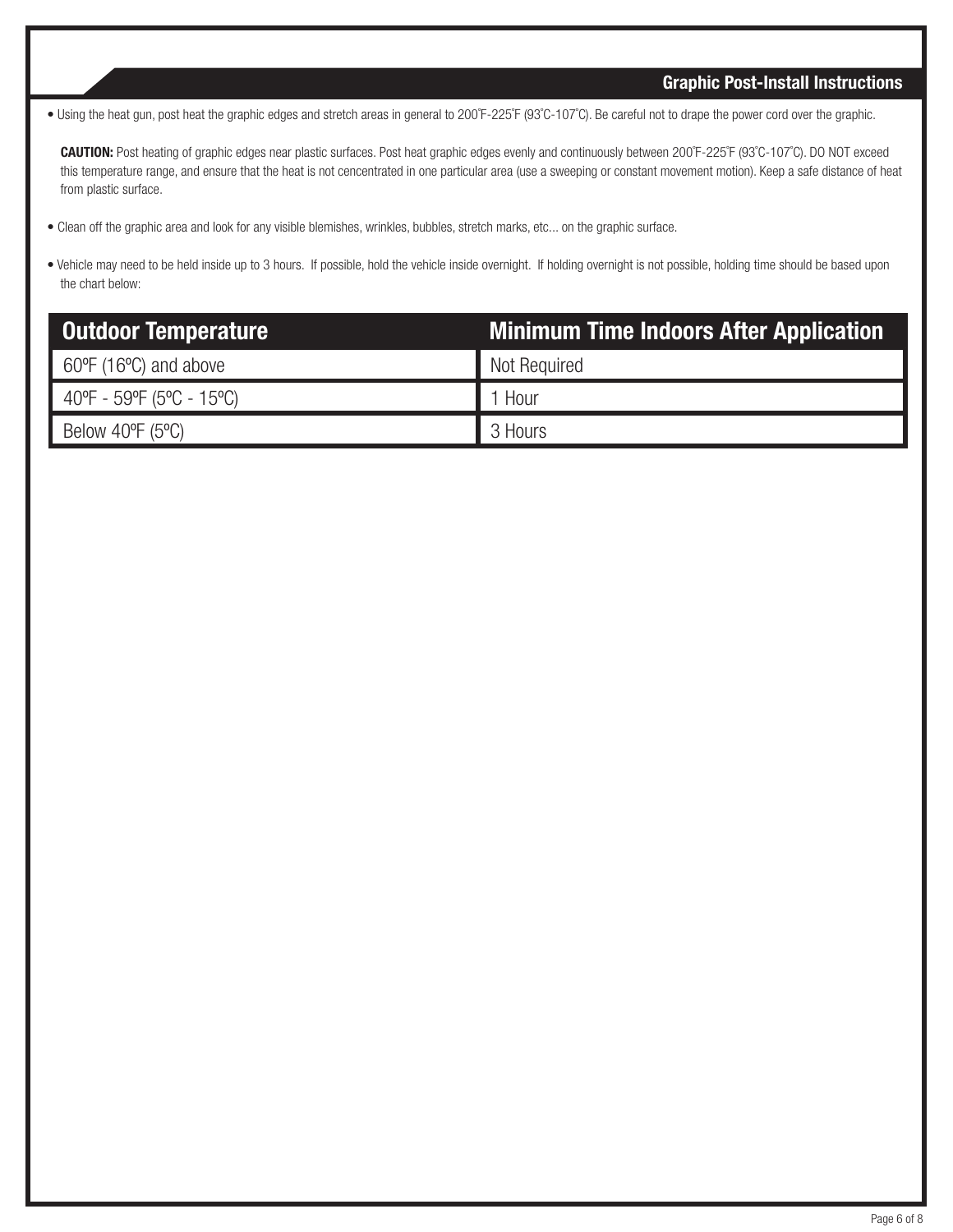## Graphic Post-Install Instructions

- Using the heat gun, post heat the graphic edges and stretch areas in general to 200˚F-225˚F (93˚C-107˚C). Be careful not to drape the power cord over the graphic.

  **CAUTION:** Post heating of graphic edges near plastic surfaces. Post heat graphic edges evenly and continuously between 200˚F-225˚F (93˚C-107˚C). DO NOT exceed this temperature range, and ensure that the heat is not cencentrated in one particular area (use a sweeping or constant movement motion). Keep a safe distance of heat from plastic surface.

- Clean off the graphic area and look for any visible blemishes, wrinkles, bubbles, stretch marks, etc... on the graphic surface.

- Vehicle may need to be held inside up to 3 hours. If possible, hold the vehicle inside overnight. If holding overnight is not possible, holding time should be based upon the chart below:

| Outdoor Temperature | Minimum Time Indoors After Application |
| --- | --- |
| 60ºF (16ºC) and above | Not Required |
| 40ºF - 59ºF (5ºC - 15ºC) | 1 Hour |
| Below 40ºF (5ºC) | 3 Hours |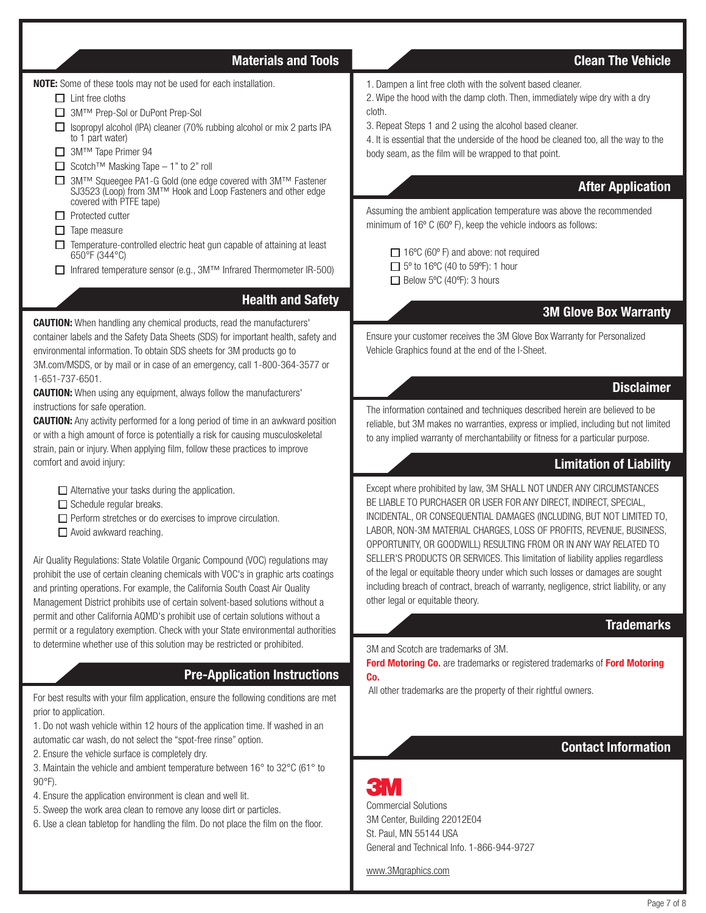## Materials and Tools

**NOTE:** Some of these tools may not be used for each installation.

- ☐ Lint free cloths
- ☐ 3M™ Prep-Sol or DuPont Prep-Sol
- ☐ Isopropyl alcohol (IPA) cleaner (70% rubbing alcohol or mix 2 parts IPA to 1 part water)
- ☐ 3M™ Tape Primer 94
- ☐ Scotch™ Masking Tape – 1" to 2" roll
- ☐ 3M™ Squeegee PA1-G Gold (one edge covered with 3M™ Fastener SJ3523 (Loop) from 3M™ Hook and Loop Fasteners and other edge covered with PTFE tape)
- ☐ Protected cutter
- ☐ Tape measure
- ☐ Temperature-controlled electric heat gun capable of attaining at least 650°F (344°C)
- ☐ Infrared temperature sensor (e.g., 3M™ Infrared Thermometer IR-500)

## Health and Safety

**CAUTION:** When handling any chemical products, read the manufacturers' container labels and the Safety Data Sheets (SDS) for important health, safety and environmental information. To obtain SDS sheets for 3M products go to 3M.com/MSDS, or by mail or in case of an emergency, call 1-800-364-3577 or 1-651-737-6501.

**CAUTION:** When using any equipment, always follow the manufacturers' instructions for safe operation.

**CAUTION:** Any activity performed for a long period of time in an awkward position or with a high amount of force is potentially a risk for causing musculoskeletal strain, pain or injury. When applying film, follow these practices to improve comfort and avoid injury:

- ☐ Alternative your tasks during the application.
- ☐ Schedule regular breaks.
- ☐ Perform stretches or do exercises to improve circulation.
- ☐ Avoid awkward reaching.

Air Quality Regulations: State Volatile Organic Compound (VOC) regulations may prohibit the use of certain cleaning chemicals with VOC's in graphic arts coatings and printing operations. For example, the California South Coast Air Quality Management District prohibits use of certain solvent-based solutions without a permit and other California AQMD's prohibit use of certain solutions without a permit or a regulatory exemption. Check with your State environmental authorities to determine whether use of this solution may be restricted or prohibited.

## Pre-Application Instructions

For best results with your film application, ensure the following conditions are met prior to application.

1. Do not wash vehicle within 12 hours of the application time. If washed in an automatic car wash, do not select the "spot-free rinse" option.
2. Ensure the vehicle surface is completely dry.
3. Maintain the vehicle and ambient temperature between 16° to 32°C (61° to 90°F).
4. Ensure the application environment is clean and well lit.
5. Sweep the work area clean to remove any loose dirt or particles.
6. Use a clean tabletop for handling the film. Do not place the film on the floor.

## Clean The Vehicle

1. Dampen a lint free cloth with the solvent based cleaner.
2. Wipe the hood with the damp cloth. Then, immediately wipe dry with a dry cloth.
3. Repeat Steps 1 and 2 using the alcohol based cleaner.
4. It is essential that the underside of the hood be cleaned too, all the way to the body seam, as the film will be wrapped to that point.

## After Application

Assuming the ambient application temperature was above the recommended minimum of 16º C (60º F), keep the vehicle indoors as follows:

- ☐ 16ºC (60º F) and above: not required
- ☐ 5º to 16ºC (40 to 59ºF): 1 hour
- ☐ Below 5ºC (40ºF): 3 hours

## 3M Glove Box Warranty

Ensure your customer receives the 3M Glove Box Warranty for Personalized Vehicle Graphics found at the end of the I-Sheet.

## Disclaimer

The information contained and techniques described herein are believed to be reliable, but 3M makes no warranties, express or implied, including but not limited to any implied warranty of merchantability or fitness for a particular purpose.

## Limitation of Liability

Except where prohibited by law, 3M SHALL NOT UNDER ANY CIRCUMSTANCES BE LIABLE TO PURCHASER OR USER FOR ANY DIRECT, INDIRECT, SPECIAL, INCIDENTAL, OR CONSEQUENTIAL DAMAGES (INCLUDING, BUT NOT LIMITED TO, LABOR, NON-3M MATERIAL CHARGES, LOSS OF PROFITS, REVENUE, BUSINESS, OPPORTUNITY, OR GOODWILL) RESULTING FROM OR IN ANY WAY RELATED TO SELLER'S PRODUCTS OR SERVICES. This limitation of liability applies regardless of the legal or equitable theory under which such losses or damages are sought including breach of contract, breach of warranty, negligence, strict liability, or any other legal or equitable theory.

## Trademarks

3M and Scotch are trademarks of 3M.

**Ford Motoring Co.** are trademarks or registered trademarks of **Ford Motoring Co.**

All other trademarks are the property of their rightful owners.

## Contact Information

3M

Commercial Solutions
3M Center, Building 22012E04
St. Paul, MN 55144 USA
General and Technical Info. 1-866-944-9727

www.3Mgraphics.com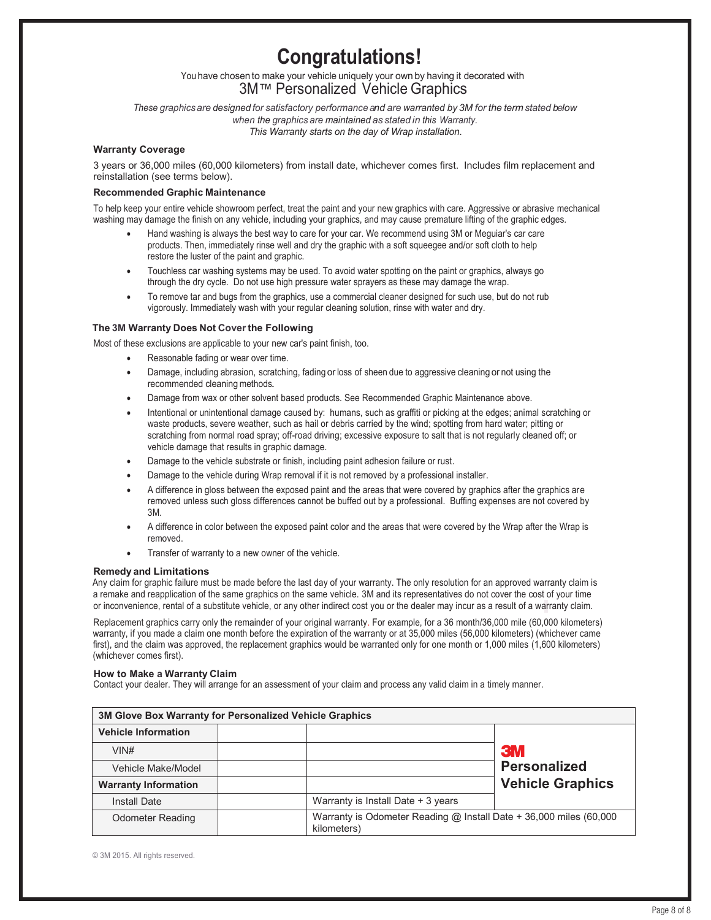# Congratulations!

You have chosen to make your vehicle uniquely your own by having it decorated with

## 3M™ Personalized Vehicle Graphics

*These graphics are designed for satisfactory performance and are warranted by 3M for the term stated below when the graphics are maintained as stated in this Warranty. This Warranty starts on the day of Wrap installation.*

### Warranty Coverage

3 years or 36,000 miles (60,000 kilometers) from install date, whichever comes first. Includes film replacement and reinstallation (see terms below).

### Recommended Graphic Maintenance

To help keep your entire vehicle showroom perfect, treat the paint and your new graphics with care. Aggressive or abrasive mechanical washing may damage the finish on any vehicle, including your graphics, and may cause premature lifting of the graphic edges.

- Hand washing is always the best way to care for your car. We recommend using 3M or Meguiar's car care products. Then, immediately rinse well and dry the graphic with a soft squeegee and/or soft cloth to help restore the luster of the paint and graphic.
- Touchless car washing systems may be used. To avoid water spotting on the paint or graphics, always go through the dry cycle. Do not use high pressure water sprayers as these may damage the wrap.
- To remove tar and bugs from the graphics, use a commercial cleaner designed for such use, but do not rub vigorously. Immediately wash with your regular cleaning solution, rinse with water and dry.

### The 3M Warranty Does Not Cover the Following

Most of these exclusions are applicable to your new car's paint finish, too.

- Reasonable fading or wear over time.
- Damage, including abrasion, scratching, fading or loss of sheen due to aggressive cleaning or not using the recommended cleaning methods.
- Damage from wax or other solvent based products. See Recommended Graphic Maintenance above.
- Intentional or unintentional damage caused by: humans, such as graffiti or picking at the edges; animal scratching or waste products, severe weather, such as hail or debris carried by the wind; spotting from hard water; pitting or scratching from normal road spray; off-road driving; excessive exposure to salt that is not regularly cleaned off; or vehicle damage that results in graphic damage.
- Damage to the vehicle substrate or finish, including paint adhesion failure or rust.
- Damage to the vehicle during Wrap removal if it is not removed by a professional installer.
- A difference in gloss between the exposed paint and the areas that were covered by graphics after the graphics are removed unless such gloss differences cannot be buffed out by a professional. Buffing expenses are not covered by 3M.
- A difference in color between the exposed paint color and the areas that were covered by the Wrap after the Wrap is removed.
- Transfer of warranty to a new owner of the vehicle.

### Remedy and Limitations

Any claim for graphic failure must be made before the last day of your warranty. The only resolution for an approved warranty claim is a remake and reapplication of the same graphics on the same vehicle. 3M and its representatives do not cover the cost of your time or inconvenience, rental of a substitute vehicle, or any other indirect cost you or the dealer may incur as a result of a warranty claim.

Replacement graphics carry only the remainder of your original warranty. For example, for a 36 month/36,000 mile (60,000 kilometers) warranty, if you made a claim one month before the expiration of the warranty or at 35,000 miles (56,000 kilometers) (whichever came first), and the claim was approved, the replacement graphics would be warranted only for one month or 1,000 miles (1,600 kilometers) (whichever comes first).

### How to Make a Warranty Claim

Contact your dealer. They will arrange for an assessment of your claim and process any valid claim in a timely manner.

| 3M Glove Box Warranty for Personalized Vehicle Graphics | | | |
|---|---|---|---|
| **Vehicle Information** | | | |
| VIN# | | | **3M Personalized Vehicle Graphics** |
| Vehicle Make/Model | | | |
| **Warranty Information** | | | |
| Install Date | | Warranty is Install Date + 3 years | |
| Odometer Reading | | Warranty is Odometer Reading @ Install Date + 36,000 miles (60,000 kilometers) | |

© 3M 2015. All rights reserved.